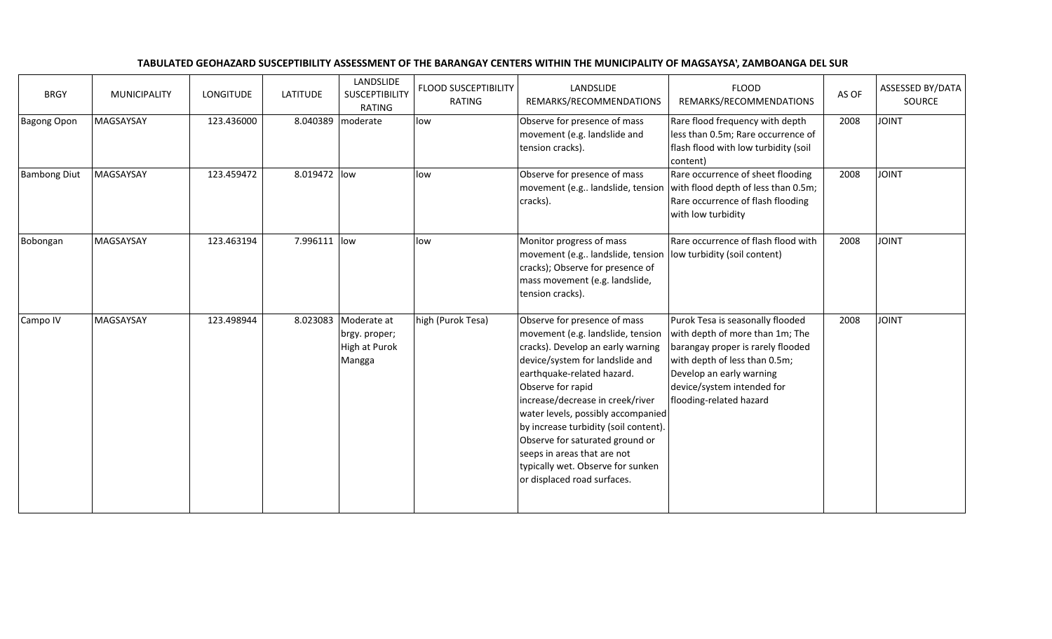**TABULATED GEOHAZARD SUSCEPTIBILITY ASSESSMENT OF THE BARANGAY CENTERS WITHIN THE MUNICIPALITY OF MAGSAYSA', ZAMBOANGA DEL SUR**

| BRGY | MUNICIPALITY | LONGITUDE | LATITUDE | LANDSLIDE SUSCEPTIBILITY RATING | FLOOD SUSCEPTIBILITY RATING | LANDSLIDE REMARKS/RECOMMENDATIONS | FLOOD REMARKS/RECOMMENDATIONS | AS OF | ASSESSED BY/DATA SOURCE |
|---|---|---|---|---|---|---|---|---|---|
| Bagong Opon | MAGSAYSAY | 123.436000 | 8.040389 | moderate | low | Observe for presence of mass movement (e.g. landslide and tension cracks). | Rare flood frequency with depth less than 0.5m; Rare occurrence of flash flood with low turbidity (soil content) | 2008 | JOINT |
| Bambong Diut | MAGSAYSAY | 123.459472 | 8.019472 | low | low | Observe for presence of mass movement (e.g.. landslide, tension cracks). | Rare occurrence of sheet flooding with flood depth of less than 0.5m; Rare occurrence of flash flooding with low turbidity | 2008 | JOINT |
| Bobongan | MAGSAYSAY | 123.463194 | 7.996111 | low | low | Monitor progress of mass movement (e.g.. landslide, tension cracks); Observe for presence of mass movement (e.g. landslide, tension cracks). | Rare occurrence of flash flood with low turbidity (soil content) | 2008 | JOINT |
| Campo IV | MAGSAYSAY | 123.498944 | 8.023083 | Moderate at brgy. proper; High at Purok Mangga | high (Purok Tesa) | Observe for presence of mass movement (e.g. landslide, tension cracks). Develop an early warning device/system for landslide and earthquake-related hazard. Observe for rapid increase/decrease in creek/river water levels, possibly accompanied by increase turbidity (soil content). Observe for saturated ground or seeps in areas that are not typically wet. Observe for sunken or displaced road surfaces. | Purok Tesa is seasonally flooded with depth of more than 1m; The barangay proper is rarely flooded with depth of less than 0.5m; Develop an early warning device/system intended for flooding-related hazard | 2008 | JOINT |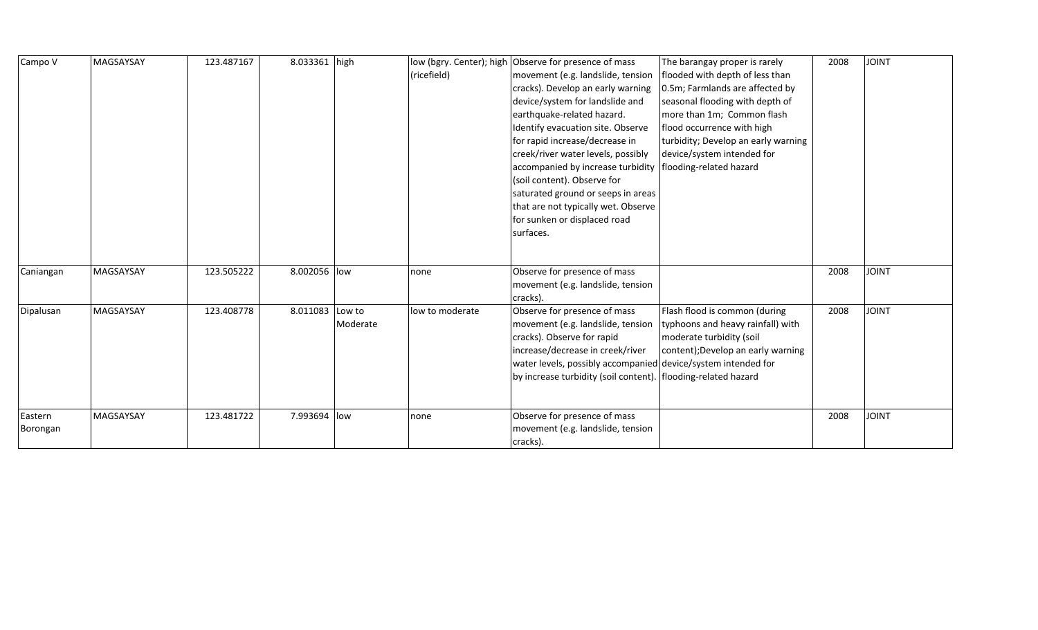| Campo V | MAGSAYSAY | 123.487167 | 8.033361 | high | low (bgry. Center); high (ricefield) | Observe for presence of mass movement (e.g. landslide, tension cracks). Develop an early warning device/system for landslide and earthquake-related hazard. Identify evacuation site. Observe for rapid increase/decrease in creek/river water levels, possibly accompanied by increase turbidity (soil content). Observe for saturated ground or seeps in areas that are not typically wet. Observe for sunken or displaced road surfaces. | The barangay proper is rarely flooded with depth of less than 0.5m; Farmlands are affected by seasonal flooding with depth of more than 1m; Common flash flood occurrence with high turbidity; Develop an early warning device/system intended for flooding-related hazard | 2008 | JOINT |
|---|---|---|---|---|---|---|---|---|---|
| Caniangan | MAGSAYSAY | 123.505222 | 8.002056 | low | none | Observe for presence of mass movement (e.g. landslide, tension cracks). | | 2008 | JOINT |
| Dipalusan | MAGSAYSAY | 123.408778 | 8.011083 | Low to Moderate | low to moderate | Observe for presence of mass movement (e.g. landslide, tension cracks). Observe for rapid increase/decrease in creek/river water levels, possibly accompanied by increase turbidity (soil content). | Flash flood is common (during typhoons and heavy rainfall) with moderate turbidity (soil content);Develop an early warning device/system intended for flooding-related hazard | 2008 | JOINT |
| Eastern Borongan | MAGSAYSAY | 123.481722 | 7.993694 | low | none | Observe for presence of mass movement (e.g. landslide, tension cracks). | | 2008 | JOINT |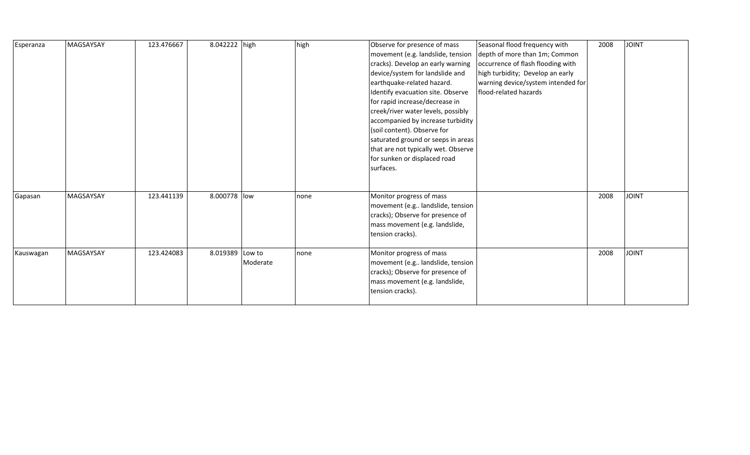| | | | | | | | | | |
|---|---|---|---|---|---|---|---|---|---|
| Esperanza | MAGSAYSAY | 123.476667 | 8.042222 | high | high | Observe for presence of mass movement (e.g. landslide, tension cracks). Develop an early warning device/system for landslide and earthquake-related hazard. Identify evacuation site. Observe for rapid increase/decrease in creek/river water levels, possibly accompanied by increase turbidity (soil content). Observe for saturated ground or seeps in areas that are not typically wet. Observe for sunken or displaced road surfaces. | Seasonal flood frequency with depth of more than 1m; Common occurrence of flash flooding with high turbidity; Develop an early warning device/system intended for flood-related hazards | 2008 | JOINT |
| Gapasan | MAGSAYSAY | 123.441139 | 8.000778 | low | none | Monitor progress of mass movement (e.g.. landslide, tension cracks); Observe for presence of mass movement (e.g. landslide, tension cracks). | | 2008 | JOINT |
| Kauswagan | MAGSAYSAY | 123.424083 | 8.019389 | Low to Moderate | none | Monitor progress of mass movement (e.g.. landslide, tension cracks); Observe for presence of mass movement (e.g. landslide, tension cracks). | | 2008 | JOINT |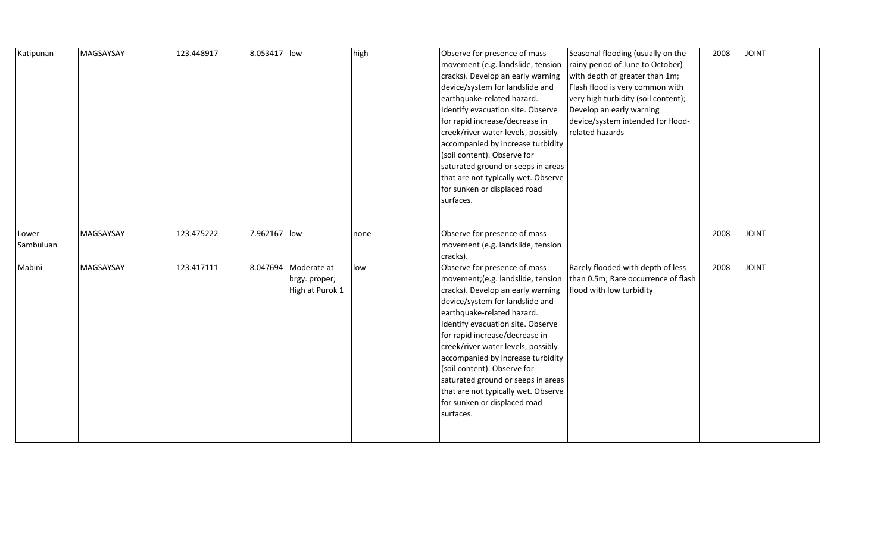| | | | | | | | | | |
|---|---|---|---|---|---|---|---|---|---|
| Katipunan | MAGSAYSAY | 123.448917 | 8.053417 | low | high | Observe for presence of mass movement (e.g. landslide, tension cracks). Develop an early warning device/system for landslide and earthquake-related hazard. Identify evacuation site. Observe for rapid increase/decrease in creek/river water levels, possibly accompanied by increase turbidity (soil content). Observe for saturated ground or seeps in areas that are not typically wet. Observe for sunken or displaced road surfaces. | Seasonal flooding (usually on the rainy period of June to October) with depth of greater than 1m; Flash flood is very common with very high turbidity (soil content); Develop an early warning device/system intended for flood-related hazards | 2008 | JOINT |
| Lower Sambuluan | MAGSAYSAY | 123.475222 | 7.962167 | low | none | Observe for presence of mass movement (e.g. landslide, tension cracks). | | 2008 | JOINT |
| Mabini | MAGSAYSAY | 123.417111 | 8.047694 | Moderate at brgy. proper; High at Purok 1 | low | Observe for presence of mass movement;(e.g. landslide, tension cracks). Develop an early warning device/system for landslide and earthquake-related hazard. Identify evacuation site. Observe for rapid increase/decrease in creek/river water levels, possibly accompanied by increase turbidity (soil content). Observe for saturated ground or seeps in areas that are not typically wet. Observe for sunken or displaced road surfaces. | Rarely flooded with depth of less than 0.5m; Rare occurrence of flash flood with low turbidity | 2008 | JOINT |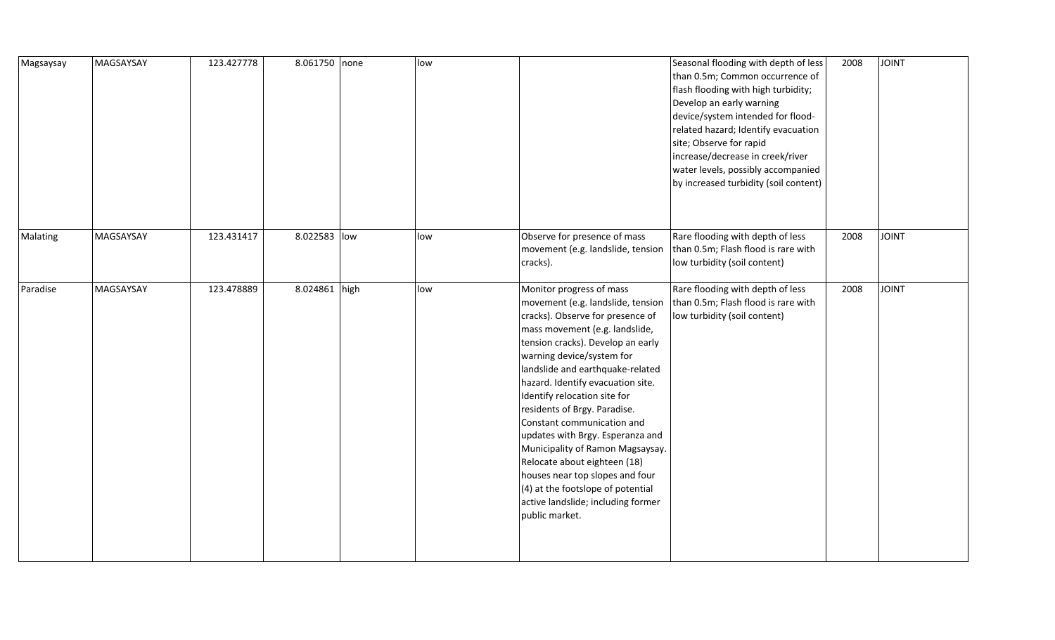| | | | | | | | | | |
|---|---|---|---|---|---|---|---|---|---|
| Magsaysay | MAGSAYSAY | 123.427778 | 8.061750 | none | low | | Seasonal flooding with depth of less than 0.5m; Common occurrence of flash flooding with high turbidity; Develop an early warning device/system intended for flood-related hazard; Identify evacuation site; Observe for rapid increase/decrease in creek/river water levels, possibly accompanied by increased turbidity (soil content) | 2008 | JOINT |
| Malating | MAGSAYSAY | 123.431417 | 8.022583 | low | low | Observe for presence of mass movement (e.g. landslide, tension cracks). | Rare flooding with depth of less than 0.5m; Flash flood is rare with low turbidity (soil content) | 2008 | JOINT |
| Paradise | MAGSAYSAY | 123.478889 | 8.024861 | high | low | Monitor progress of mass movement (e.g. landslide, tension cracks). Observe for presence of mass movement (e.g. landslide, tension cracks). Develop an early warning device/system for landslide and earthquake-related hazard. Identify evacuation site. Identify relocation site for residents of Brgy. Paradise. Constant communication and updates with Brgy. Esperanza and Municipality of Ramon Magsaysay. Relocate about eighteen (18) houses near top slopes and four (4) at the footslope of potential active landslide; including former public market. | Rare flooding with depth of less than 0.5m; Flash flood is rare with low turbidity (soil content) | 2008 | JOINT |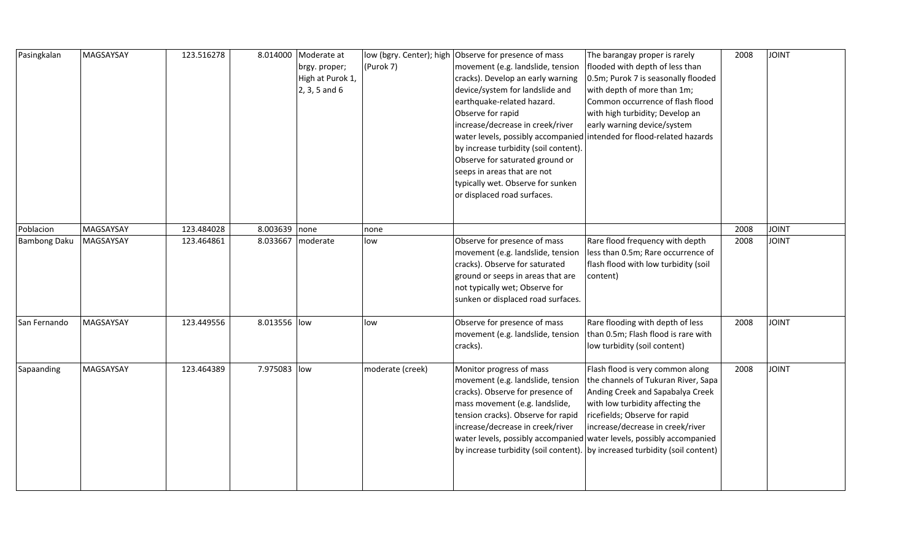| | | | | | | | | | |
|---|---|---|---|---|---|---|---|---|---|
| Pasingkalan | MAGSAYSAY | 123.516278 | 8.014000 | Moderate at brgy. proper; High at Purok 1, 2, 3, 5 and 6 | low (bgry. Center); high (Purok 7) | Observe for presence of mass movement (e.g. landslide, tension cracks). Develop an early warning device/system for landslide and earthquake-related hazard. Observe for rapid increase/decrease in creek/river water levels, possibly accompanied by increase turbidity (soil content). Observe for saturated ground or seeps in areas that are not typically wet. Observe for sunken or displaced road surfaces. | The barangay proper is rarely flooded with depth of less than 0.5m; Purok 7 is seasonally flooded with depth of more than 1m; Common occurrence of flash flood with high turbidity; Develop an early warning device/system intended for flood-related hazards | 2008 | JOINT |
| Poblacion | MAGSAYSAY | 123.484028 | 8.003639 | none | none | | | 2008 | JOINT |
| Bambong Daku | MAGSAYSAY | 123.464861 | 8.033667 | moderate | low | Observe for presence of mass movement (e.g. landslide, tension cracks). Observe for saturated ground or seeps in areas that are not typically wet; Observe for sunken or displaced road surfaces. | Rare flood frequency with depth less than 0.5m; Rare occurrence of flash flood with low turbidity (soil content) | 2008 | JOINT |
| San Fernando | MAGSAYSAY | 123.449556 | 8.013556 | low | low | Observe for presence of mass movement (e.g. landslide, tension cracks). | Rare flooding with depth of less than 0.5m; Flash flood is rare with low turbidity (soil content) | 2008 | JOINT |
| Sapaanding | MAGSAYSAY | 123.464389 | 7.975083 | low | moderate (creek) | Monitor progress of mass movement (e.g. landslide, tension cracks). Observe for presence of mass movement (e.g. landslide, tension cracks). Observe for rapid increase/decrease in creek/river water levels, possibly accompanied by increase turbidity (soil content). | Flash flood is very common along the channels of Tukuran River, Sapa Anding Creek and Sapabalya Creek with low turbidity affecting the ricefields; Observe for rapid increase/decrease in creek/river water levels, possibly accompanied by increased turbidity (soil content) | 2008 | JOINT |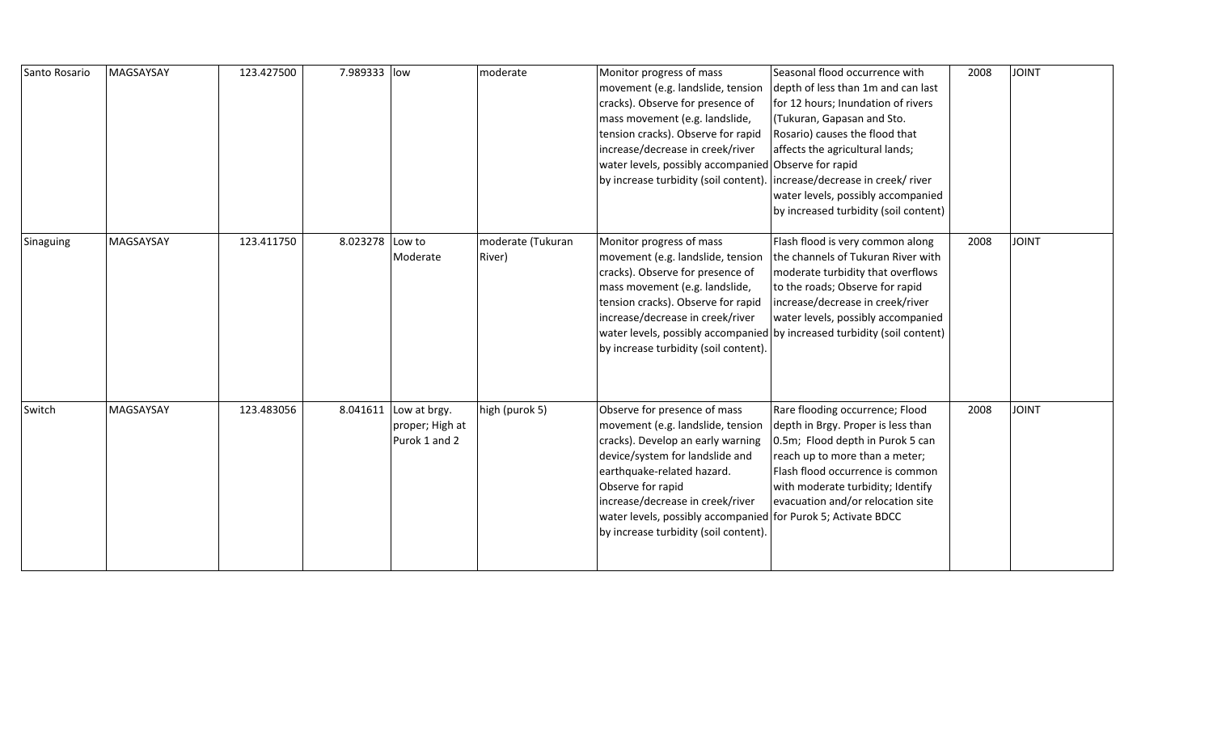| | | | | | | | | | |
|---|---|---|---|---|---|---|---|---|---|
| Santo Rosario | MAGSAYSAY | 123.427500 | 7.989333 | low | moderate | Monitor progress of mass movement (e.g. landslide, tension cracks). Observe for presence of mass movement (e.g. landslide, tension cracks). Observe for rapid increase/decrease in creek/river water levels, possibly accompanied by increase turbidity (soil content). | Seasonal flood occurrence with depth of less than 1m and can last for 12 hours; Inundation of rivers (Tukuran, Gapasan and Sto. Rosario) causes the flood that affects the agricultural lands; Observe for rapid increase/decrease in creek/ river water levels, possibly accompanied by increased turbidity (soil content) | 2008 | JOINT |
| Sinaguing | MAGSAYSAY | 123.411750 | 8.023278 | Low to Moderate | moderate (Tukuran River) | Monitor progress of mass movement (e.g. landslide, tension cracks). Observe for presence of mass movement (e.g. landslide, tension cracks). Observe for rapid increase/decrease in creek/river water levels, possibly accompanied by increase turbidity (soil content). | Flash flood is very common along the channels of Tukuran River with moderate turbidity that overflows to the roads; Observe for rapid increase/decrease in creek/river water levels, possibly accompanied by increased turbidity (soil content) | 2008 | JOINT |
| Switch | MAGSAYSAY | 123.483056 | 8.041611 | Low at brgy. proper; High at Purok 1 and 2 | high (purok 5) | Observe for presence of mass movement (e.g. landslide, tension cracks). Develop an early warning device/system for landslide and earthquake-related hazard. Observe for rapid increase/decrease in creek/river water levels, possibly accompanied by increase turbidity (soil content). | Rare flooding occurrence; Flood depth in Brgy. Proper is less than 0.5m; Flood depth in Purok 5 can reach up to more than a meter; Flash flood occurrence is common with moderate turbidity; Identify evacuation and/or relocation site for Purok 5; Activate BDCC | 2008 | JOINT |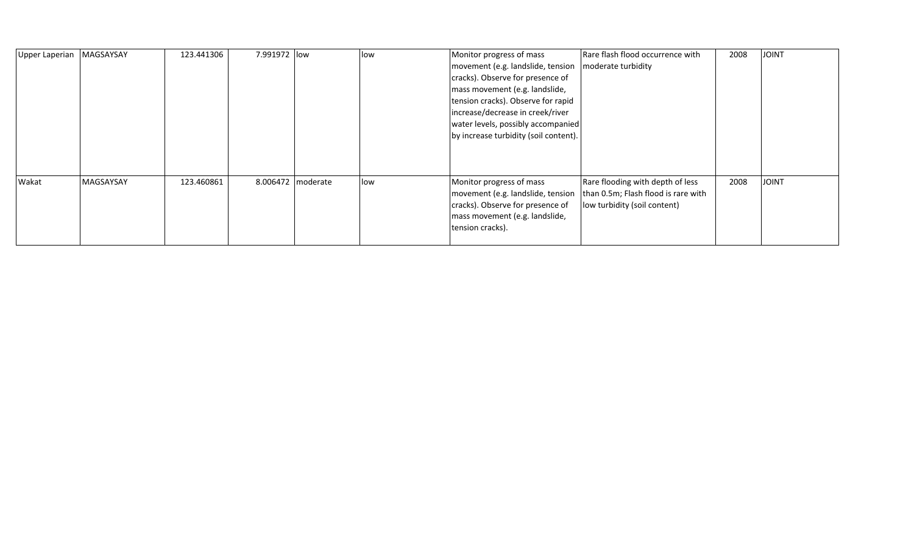| | | | | | | | | | |
|---|---|---|---|---|---|---|---|---|---|
| Upper Laperian | MAGSAYSAY | 123.441306 | 7.991972 | low | low | Monitor progress of mass movement (e.g. landslide, tension cracks). Observe for presence of mass movement (e.g. landslide, tension cracks). Observe for rapid increase/decrease in creek/river water levels, possibly accompanied by increase turbidity (soil content). | Rare flash flood occurrence with moderate turbidity | 2008 | JOINT |
| Wakat | MAGSAYSAY | 123.460861 | 8.006472 | moderate | low | Monitor progress of mass movement (e.g. landslide, tension cracks). Observe for presence of mass movement (e.g. landslide, tension cracks). | Rare flooding with depth of less than 0.5m; Flash flood is rare with low turbidity (soil content) | 2008 | JOINT |